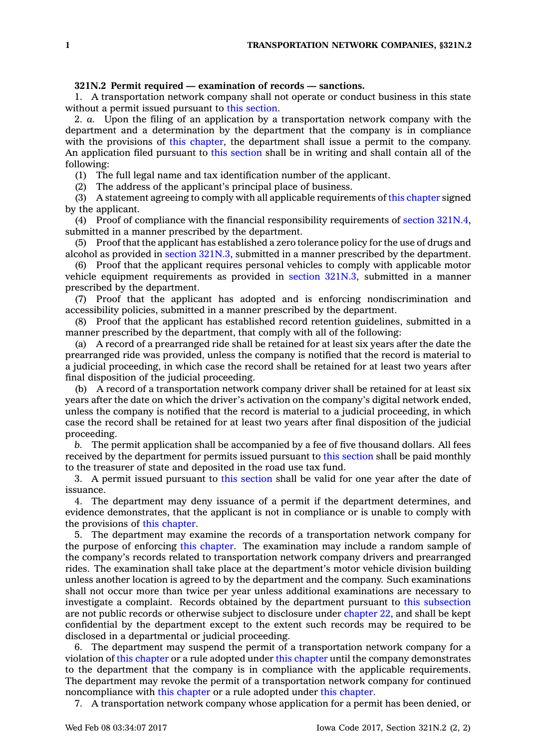**321N.2 Permit required — examination of records — sanctions.**

1. A transportation network company shall not operate or conduct business in this state without a permit issued pursuant to this section.

2. *a.* Upon the filing of an application by a transportation network company with the department and a determination by the department that the company is in compliance with the provisions of this chapter, the department shall issue a permit to the company. An application filed pursuant to this section shall be in writing and shall contain all of the following:

(1) The full legal name and tax identification number of the applicant.

(2) The address of the applicant's principal place of business.

(3) A statement agreeing to comply with all applicable requirements of this chapter signed by the applicant.

(4) Proof of compliance with the financial responsibility requirements of section 321N.4, submitted in a manner prescribed by the department.

(5) Proof that the applicant has established a zero tolerance policy for the use of drugs and alcohol as provided in section 321N.3, submitted in a manner prescribed by the department.

(6) Proof that the applicant requires personal vehicles to comply with applicable motor vehicle equipment requirements as provided in section 321N.3, submitted in a manner prescribed by the department.

(7) Proof that the applicant has adopted and is enforcing nondiscrimination and accessibility policies, submitted in a manner prescribed by the department.

(8) Proof that the applicant has established record retention guidelines, submitted in a manner prescribed by the department, that comply with all of the following:

(a) A record of a prearranged ride shall be retained for at least six years after the date the prearranged ride was provided, unless the company is notified that the record is material to a judicial proceeding, in which case the record shall be retained for at least two years after final disposition of the judicial proceeding.

(b) A record of a transportation network company driver shall be retained for at least six years after the date on which the driver's activation on the company's digital network ended, unless the company is notified that the record is material to a judicial proceeding, in which case the record shall be retained for at least two years after final disposition of the judicial proceeding.

*b.* The permit application shall be accompanied by a fee of five thousand dollars. All fees received by the department for permits issued pursuant to this section shall be paid monthly to the treasurer of state and deposited in the road use tax fund.

3. A permit issued pursuant to this section shall be valid for one year after the date of issuance.

4. The department may deny issuance of a permit if the department determines, and evidence demonstrates, that the applicant is not in compliance or is unable to comply with the provisions of this chapter.

5. The department may examine the records of a transportation network company for the purpose of enforcing this chapter. The examination may include a random sample of the company's records related to transportation network company drivers and prearranged rides. The examination shall take place at the department's motor vehicle division building unless another location is agreed to by the department and the company. Such examinations shall not occur more than twice per year unless additional examinations are necessary to investigate a complaint. Records obtained by the department pursuant to this subsection are not public records or otherwise subject to disclosure under chapter 22, and shall be kept confidential by the department except to the extent such records may be required to be disclosed in a departmental or judicial proceeding.

6. The department may suspend the permit of a transportation network company for a violation of this chapter or a rule adopted under this chapter until the company demonstrates to the department that the company is in compliance with the applicable requirements. The department may revoke the permit of a transportation network company for continued noncompliance with this chapter or a rule adopted under this chapter.

7. A transportation network company whose application for a permit has been denied, or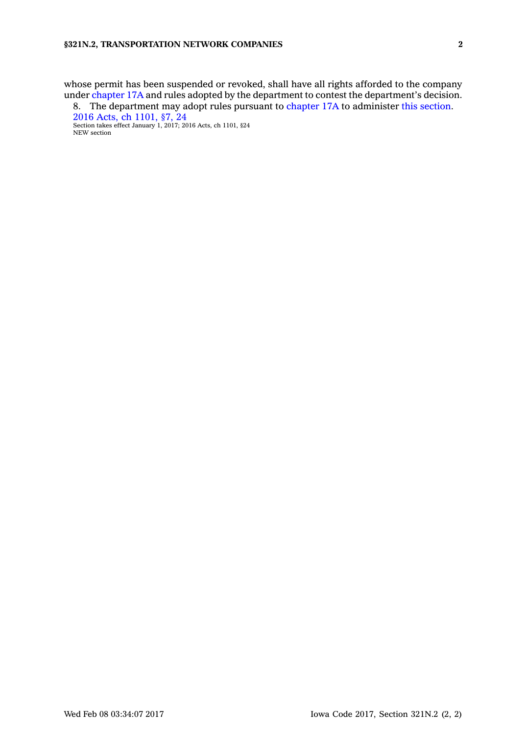whose permit has been suspended or revoked, shall have all rights afforded to the company under chapter 17A and rules adopted by the department to contest the department's decision.

8. The department may adopt rules pursuant to chapter 17A to administer this section.

2016 Acts, ch 1101, §7, 24

Section takes effect January 1, 2017; 2016 Acts, ch 1101, §24

NEW section